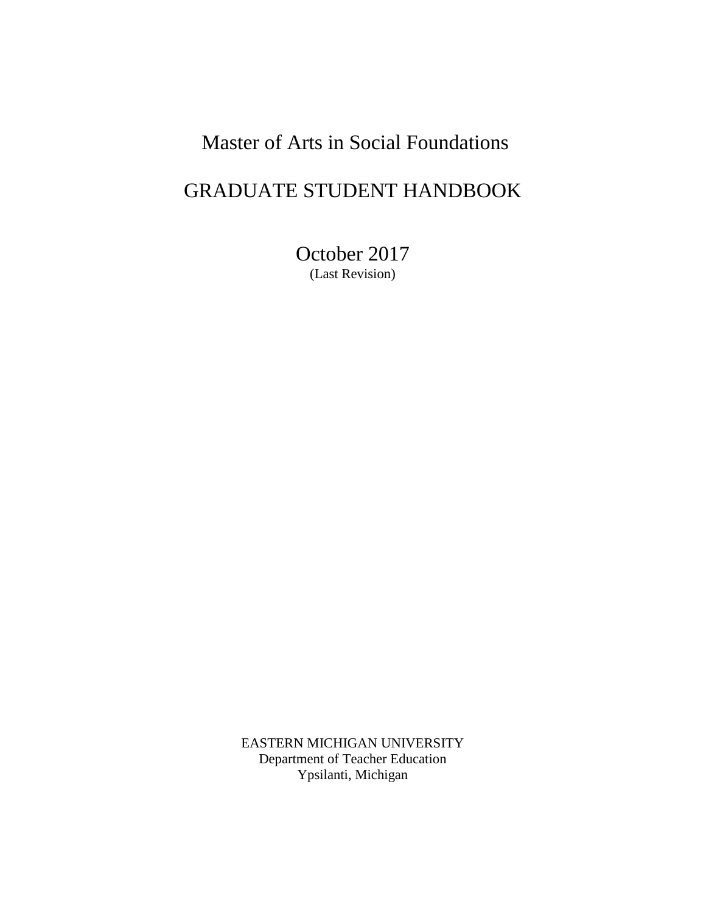# Master of Arts in Social Foundations

# GRADUATE STUDENT HANDBOOK

October 2017
(Last Revision)

EASTERN MICHIGAN UNIVERSITY
Department of Teacher Education
Ypsilanti, Michigan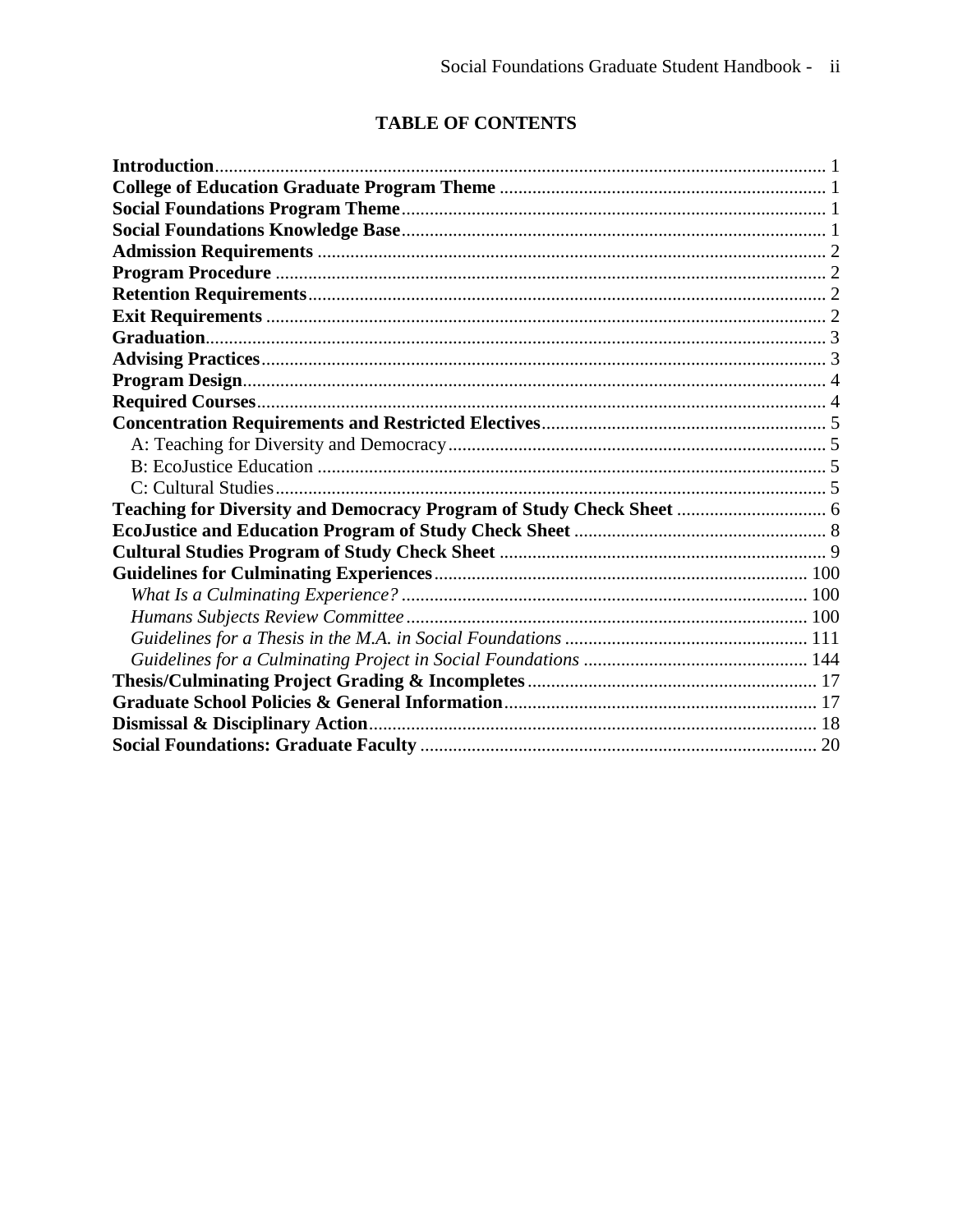## TABLE OF CONTENTS

**Introduction** 1
**College of Education Graduate Program Theme** 1
**Social Foundations Program Theme** 1
**Social Foundations Knowledge Base** 1
**Admission Requirements** 2
**Program Procedure** 2
**Retention Requirements** 2
**Exit Requirements** 2
**Graduation** 3
**Advising Practices** 3
**Program Design** 4
**Required Courses** 4
**Concentration Requirements and Restricted Electives** 5
- A: Teaching for Diversity and Democracy 5
- B: EcoJustice Education 5
- C: Cultural Studies 5

**Teaching for Diversity and Democracy Program of Study Check Sheet** 6
**EcoJustice and Education Program of Study Check Sheet** 8
**Cultural Studies Program of Study Check Sheet** 9
**Guidelines for Culminating Experiences** 100
- *What Is a Culminating Experience?* 100
- *Humans Subjects Review Committee* 100
- *Guidelines for a Thesis in the M.A. in Social Foundations* 111
- *Guidelines for a Culminating Project in Social Foundations* 144

**Thesis/Culminating Project Grading & Incompletes** 17
**Graduate School Policies & General Information** 17
**Dismissal & Disciplinary Action** 18
**Social Foundations: Graduate Faculty** 20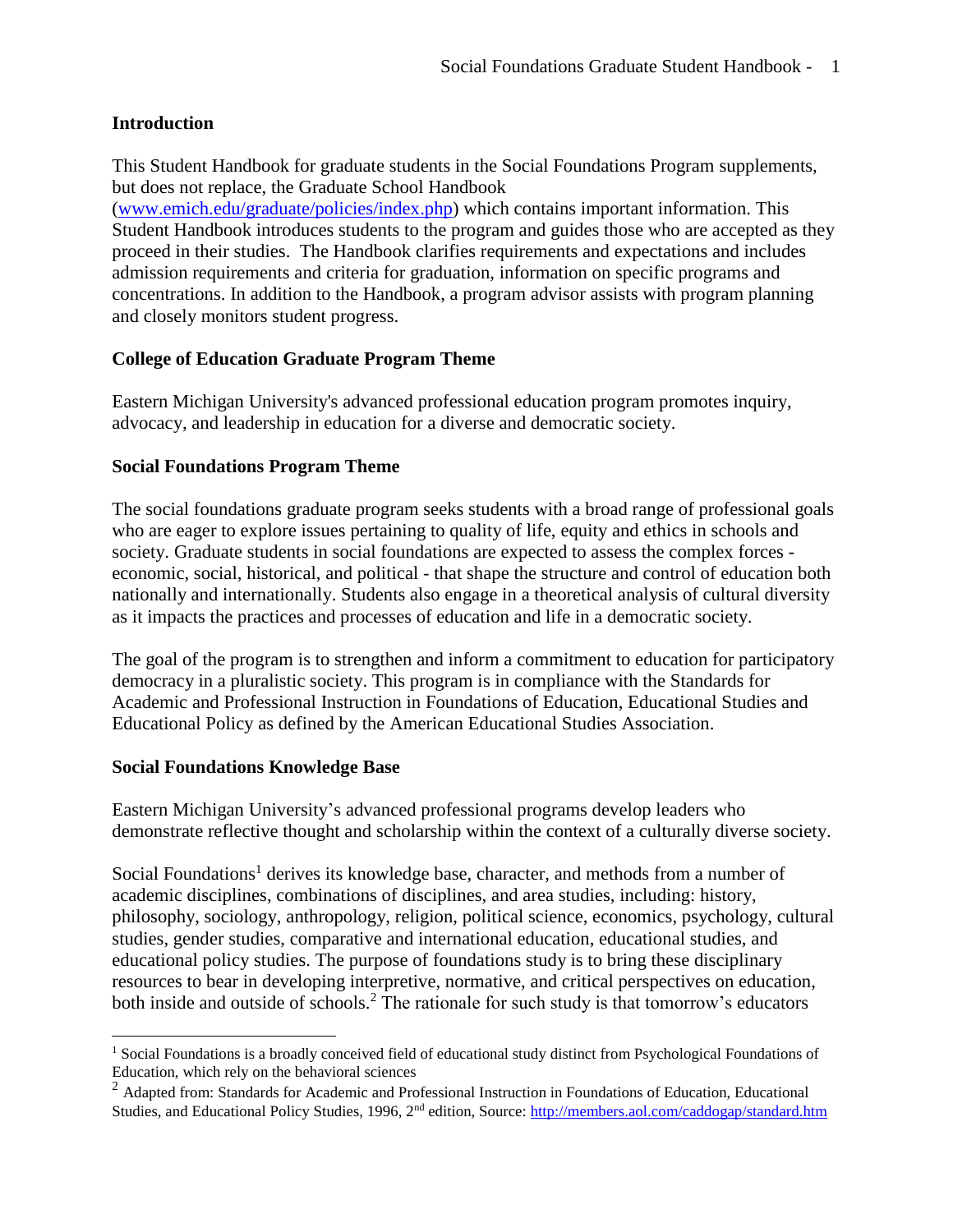## Introduction

This Student Handbook for graduate students in the Social Foundations Program supplements, but does not replace, the Graduate School Handbook (www.emich.edu/graduate/policies/index.php) which contains important information. This Student Handbook introduces students to the program and guides those who are accepted as they proceed in their studies. The Handbook clarifies requirements and expectations and includes admission requirements and criteria for graduation, information on specific programs and concentrations. In addition to the Handbook, a program advisor assists with program planning and closely monitors student progress.

## College of Education Graduate Program Theme

Eastern Michigan University's advanced professional education program promotes inquiry, advocacy, and leadership in education for a diverse and democratic society.

## Social Foundations Program Theme

The social foundations graduate program seeks students with a broad range of professional goals who are eager to explore issues pertaining to quality of life, equity and ethics in schools and society. Graduate students in social foundations are expected to assess the complex forces - economic, social, historical, and political - that shape the structure and control of education both nationally and internationally. Students also engage in a theoretical analysis of cultural diversity as it impacts the practices and processes of education and life in a democratic society.

The goal of the program is to strengthen and inform a commitment to education for participatory democracy in a pluralistic society. This program is in compliance with the Standards for Academic and Professional Instruction in Foundations of Education, Educational Studies and Educational Policy as defined by the American Educational Studies Association.

## Social Foundations Knowledge Base

Eastern Michigan University's advanced professional programs develop leaders who demonstrate reflective thought and scholarship within the context of a culturally diverse society.

Social Foundations[1] derives its knowledge base, character, and methods from a number of academic disciplines, combinations of disciplines, and area studies, including: history, philosophy, sociology, anthropology, religion, political science, economics, psychology, cultural studies, gender studies, comparative and international education, educational studies, and educational policy studies. The purpose of foundations study is to bring these disciplinary resources to bear in developing interpretive, normative, and critical perspectives on education, both inside and outside of schools.[2] The rationale for such study is that tomorrow's educators

---

[1] Social Foundations is a broadly conceived field of educational study distinct from Psychological Foundations of Education, which rely on the behavioral sciences

[2] Adapted from: Standards for Academic and Professional Instruction in Foundations of Education, Educational Studies, and Educational Policy Studies, 1996, 2nd edition, Source: http://members.aol.com/caddogap/standard.htm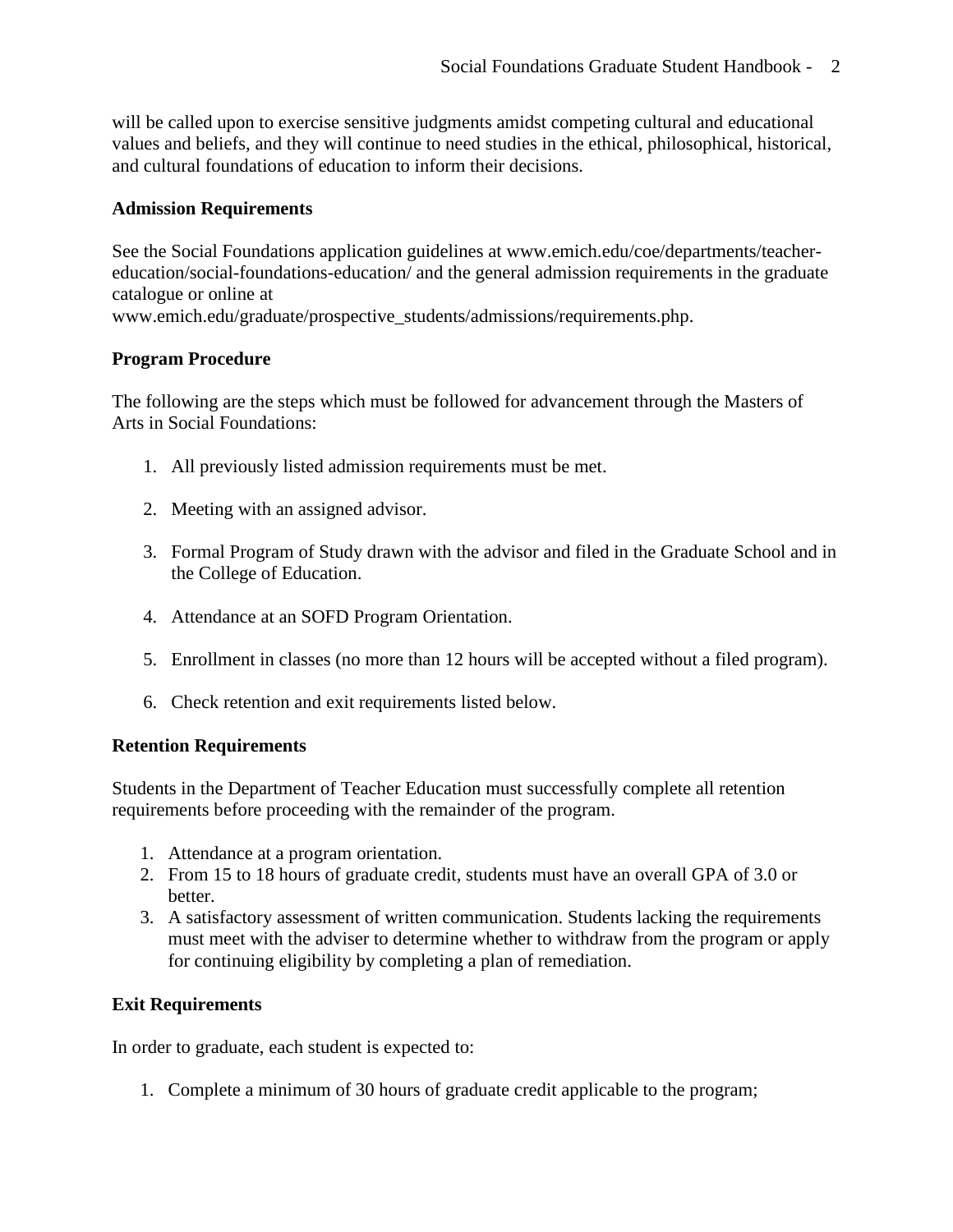will be called upon to exercise sensitive judgments amidst competing cultural and educational values and beliefs, and they will continue to need studies in the ethical, philosophical, historical, and cultural foundations of education to inform their decisions.

**Admission Requirements**

See the Social Foundations application guidelines at www.emich.edu/coe/departments/teacher-education/social-foundations-education/ and the general admission requirements in the graduate catalogue or online at www.emich.edu/graduate/prospective_students/admissions/requirements.php.

**Program Procedure**

The following are the steps which must be followed for advancement through the Masters of Arts in Social Foundations:

1. All previously listed admission requirements must be met.

2. Meeting with an assigned advisor.

3. Formal Program of Study drawn with the advisor and filed in the Graduate School and in the College of Education.

4. Attendance at an SOFD Program Orientation.

5. Enrollment in classes (no more than 12 hours will be accepted without a filed program).

6. Check retention and exit requirements listed below.

**Retention Requirements**

Students in the Department of Teacher Education must successfully complete all retention requirements before proceeding with the remainder of the program.

1. Attendance at a program orientation.
2. From 15 to 18 hours of graduate credit, students must have an overall GPA of 3.0 or better.
3. A satisfactory assessment of written communication. Students lacking the requirements must meet with the adviser to determine whether to withdraw from the program or apply for continuing eligibility by completing a plan of remediation.

**Exit Requirements**

In order to graduate, each student is expected to:

1. Complete a minimum of 30 hours of graduate credit applicable to the program;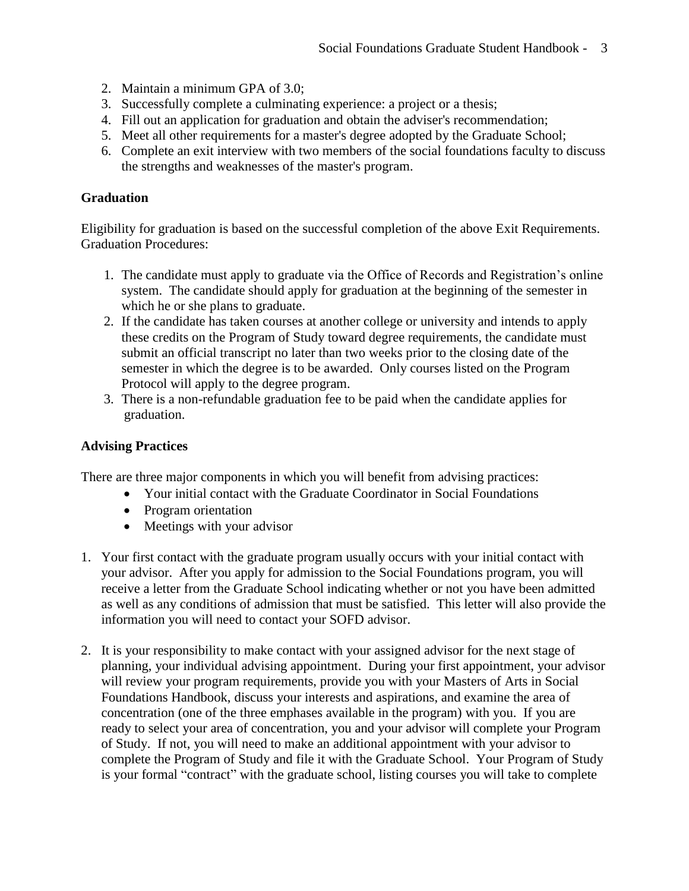2. Maintain a minimum GPA of 3.0;
3. Successfully complete a culminating experience: a project or a thesis;
4. Fill out an application for graduation and obtain the adviser's recommendation;
5. Meet all other requirements for a master's degree adopted by the Graduate School;
6. Complete an exit interview with two members of the social foundations faculty to discuss the strengths and weaknesses of the master's program.

### Graduation

Eligibility for graduation is based on the successful completion of the above Exit Requirements. Graduation Procedures:

1. The candidate must apply to graduate via the Office of Records and Registration's online system. The candidate should apply for graduation at the beginning of the semester in which he or she plans to graduate.
2. If the candidate has taken courses at another college or university and intends to apply these credits on the Program of Study toward degree requirements, the candidate must submit an official transcript no later than two weeks prior to the closing date of the semester in which the degree is to be awarded. Only courses listed on the Program Protocol will apply to the degree program.
3. There is a non-refundable graduation fee to be paid when the candidate applies for graduation.

### Advising Practices

There are three major components in which you will benefit from advising practices:

- Your initial contact with the Graduate Coordinator in Social Foundations
- Program orientation
- Meetings with your advisor

1. Your first contact with the graduate program usually occurs with your initial contact with your advisor. After you apply for admission to the Social Foundations program, you will receive a letter from the Graduate School indicating whether or not you have been admitted as well as any conditions of admission that must be satisfied. This letter will also provide the information you will need to contact your SOFD advisor.
2. It is your responsibility to make contact with your assigned advisor for the next stage of planning, your individual advising appointment. During your first appointment, your advisor will review your program requirements, provide you with your Masters of Arts in Social Foundations Handbook, discuss your interests and aspirations, and examine the area of concentration (one of the three emphases available in the program) with you. If you are ready to select your area of concentration, you and your advisor will complete your Program of Study. If not, you will need to make an additional appointment with your advisor to complete the Program of Study and file it with the Graduate School. Your Program of Study is your formal "contract" with the graduate school, listing courses you will take to complete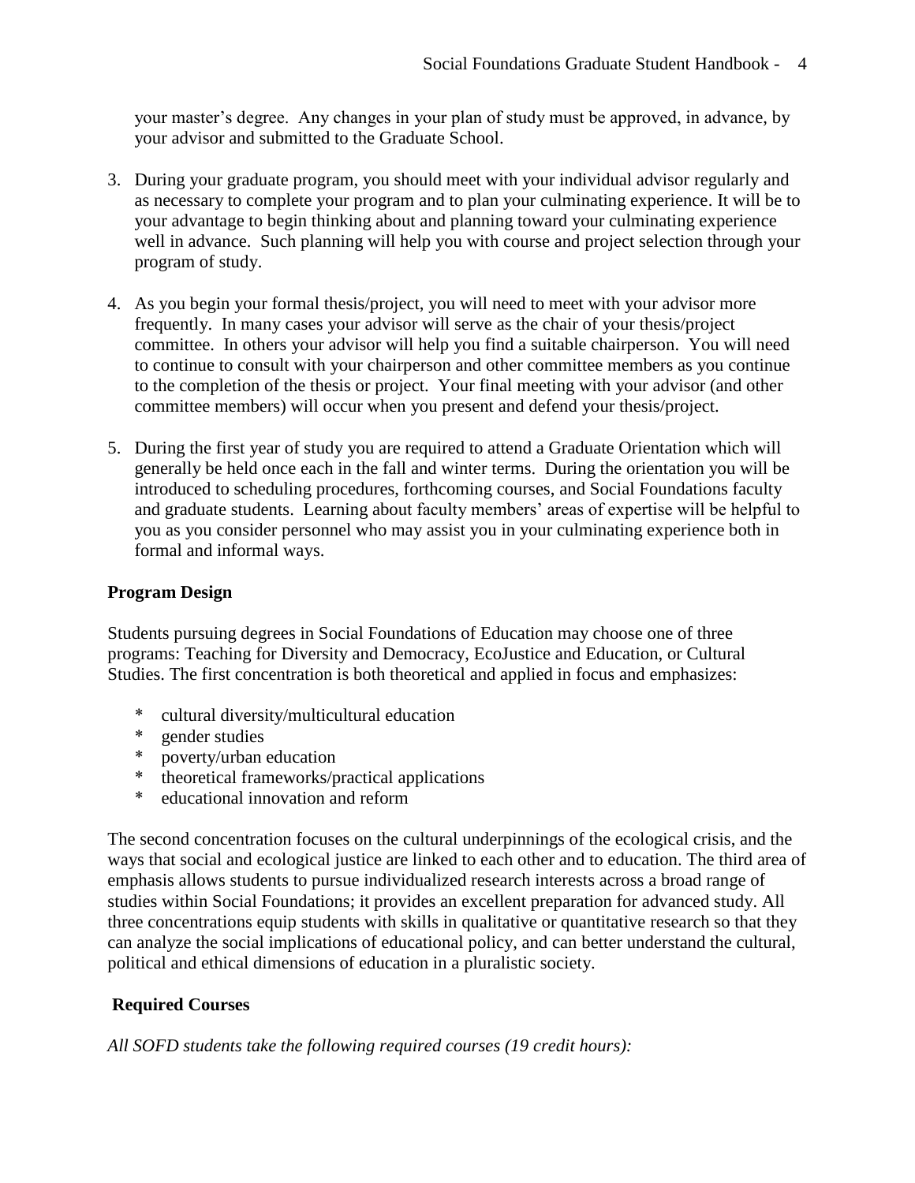your master's degree. Any changes in your plan of study must be approved, in advance, by your advisor and submitted to the Graduate School.

3. During your graduate program, you should meet with your individual advisor regularly and as necessary to complete your program and to plan your culminating experience. It will be to your advantage to begin thinking about and planning toward your culminating experience well in advance. Such planning will help you with course and project selection through your program of study.

4. As you begin your formal thesis/project, you will need to meet with your advisor more frequently. In many cases your advisor will serve as the chair of your thesis/project committee. In others your advisor will help you find a suitable chairperson. You will need to continue to consult with your chairperson and other committee members as you continue to the completion of the thesis or project. Your final meeting with your advisor (and other committee members) will occur when you present and defend your thesis/project.

5. During the first year of study you are required to attend a Graduate Orientation which will generally be held once each in the fall and winter terms. During the orientation you will be introduced to scheduling procedures, forthcoming courses, and Social Foundations faculty and graduate students. Learning about faculty members' areas of expertise will be helpful to you as you consider personnel who may assist you in your culminating experience both in formal and informal ways.

**Program Design**

Students pursuing degrees in Social Foundations of Education may choose one of three programs: Teaching for Diversity and Democracy, EcoJustice and Education, or Cultural Studies. The first concentration is both theoretical and applied in focus and emphasizes:

* cultural diversity/multicultural education
* gender studies
* poverty/urban education
* theoretical frameworks/practical applications
* educational innovation and reform

The second concentration focuses on the cultural underpinnings of the ecological crisis, and the ways that social and ecological justice are linked to each other and to education. The third area of emphasis allows students to pursue individualized research interests across a broad range of studies within Social Foundations; it provides an excellent preparation for advanced study. All three concentrations equip students with skills in qualitative or quantitative research so that they can analyze the social implications of educational policy, and can better understand the cultural, political and ethical dimensions of education in a pluralistic society.

**Required Courses**

*All SOFD students take the following required courses (19 credit hours):*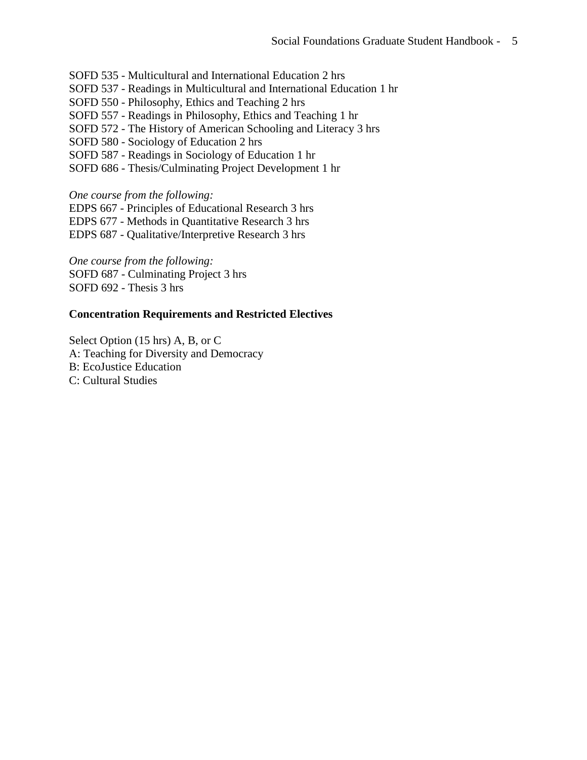SOFD 535 - Multicultural and International Education 2 hrs
SOFD 537 - Readings in Multicultural and International Education 1 hr
SOFD 550 - Philosophy, Ethics and Teaching 2 hrs
SOFD 557 - Readings in Philosophy, Ethics and Teaching 1 hr
SOFD 572 - The History of American Schooling and Literacy 3 hrs
SOFD 580 - Sociology of Education 2 hrs
SOFD 587 - Readings in Sociology of Education 1 hr
SOFD 686 - Thesis/Culminating Project Development 1 hr

*One course from the following:*
EDPS 667 - Principles of Educational Research 3 hrs
EDPS 677 - Methods in Quantitative Research 3 hrs
EDPS 687 - Qualitative/Interpretive Research 3 hrs

*One course from the following:*
SOFD 687 - Culminating Project 3 hrs
SOFD 692 - Thesis 3 hrs

**Concentration Requirements and Restricted Electives**

Select Option (15 hrs) A, B, or C
A: Teaching for Diversity and Democracy
B: EcoJustice Education
C: Cultural Studies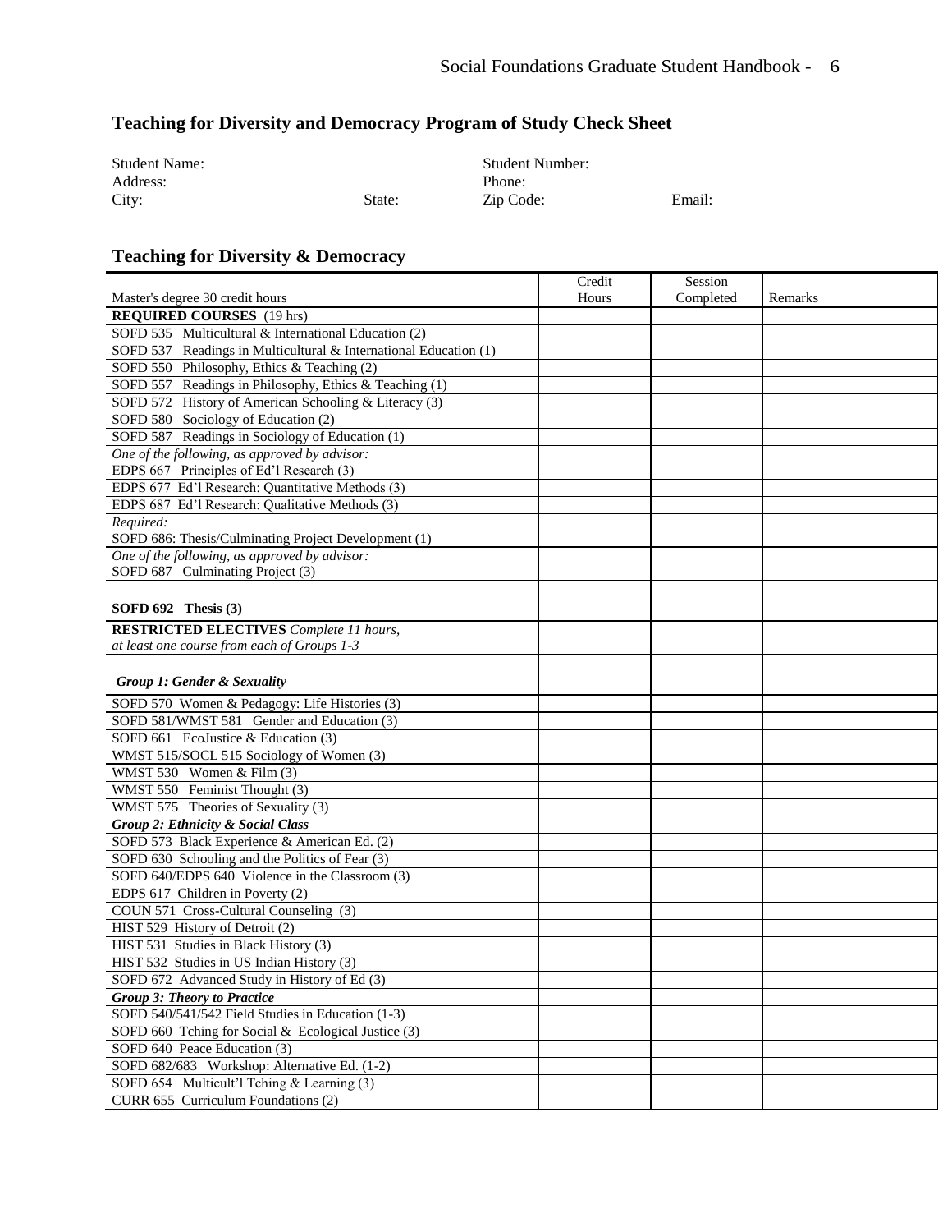## Teaching for Diversity and Democracy Program of Study Check Sheet

Student Name: Student Number:
Address: Phone:
City: State: Zip Code: Email:

## Teaching for Diversity & Democracy

| Master's degree 30 credit hours | Credit Hours | Session Completed | Remarks |
|---|---|---|---|
| **REQUIRED COURSES** (19 hrs) | | | |
| SOFD 535 Multicultural & International Education (2) | | | |
| SOFD 537 Readings in Multicultural & International Education (1) | | | |
| SOFD 550 Philosophy, Ethics & Teaching (2) | | | |
| SOFD 557 Readings in Philosophy, Ethics & Teaching (1) | | | |
| SOFD 572 History of American Schooling & Literacy (3) | | | |
| SOFD 580 Sociology of Education (2) | | | |
| SOFD 587 Readings in Sociology of Education (1) | | | |
| *One of the following, as approved by advisor:* EDPS 667 Principles of Ed'l Research (3) | | | |
| EDPS 677 Ed'l Research: Quantitative Methods (3) | | | |
| EDPS 687 Ed'l Research: Qualitative Methods (3) | | | |
| *Required:* SOFD 686: Thesis/Culminating Project Development (1) | | | |
| *One of the following, as approved by advisor:* SOFD 687 Culminating Project (3) | | | |
| **SOFD 692 Thesis (3)** | | | |
| **RESTRICTED ELECTIVES** *Complete 11 hours, at least one course from each of Groups 1-3* | | | |
| ***Group 1: Gender & Sexuality*** | | | |
| SOFD 570 Women & Pedagogy: Life Histories (3) | | | |
| SOFD 581/WMST 581 Gender and Education (3) | | | |
| SOFD 661 EcoJustice & Education (3) | | | |
| WMST 515/SOCL 515 Sociology of Women (3) | | | |
| WMST 530 Women & Film (3) | | | |
| WMST 550 Feminist Thought (3) | | | |
| WMST 575 Theories of Sexuality (3) | | | |
| ***Group 2: Ethnicity & Social Class*** | | | |
| SOFD 573 Black Experience & American Ed. (2) | | | |
| SOFD 630 Schooling and the Politics of Fear (3) | | | |
| SOFD 640/EDPS 640 Violence in the Classroom (3) | | | |
| EDPS 617 Children in Poverty (2) | | | |
| COUN 571 Cross-Cultural Counseling (3) | | | |
| HIST 529 History of Detroit (2) | | | |
| HIST 531 Studies in Black History (3) | | | |
| HIST 532 Studies in US Indian History (3) | | | |
| SOFD 672 Advanced Study in History of Ed (3) | | | |
| ***Group 3: Theory to Practice*** | | | |
| SOFD 540/541/542 Field Studies in Education (1-3) | | | |
| SOFD 660 Tching for Social & Ecological Justice (3) | | | |
| SOFD 640 Peace Education (3) | | | |
| SOFD 682/683 Workshop: Alternative Ed. (1-2) | | | |
| SOFD 654 Multicult'l Tching & Learning (3) | | | |
| CURR 655 Curriculum Foundations (2) | | | |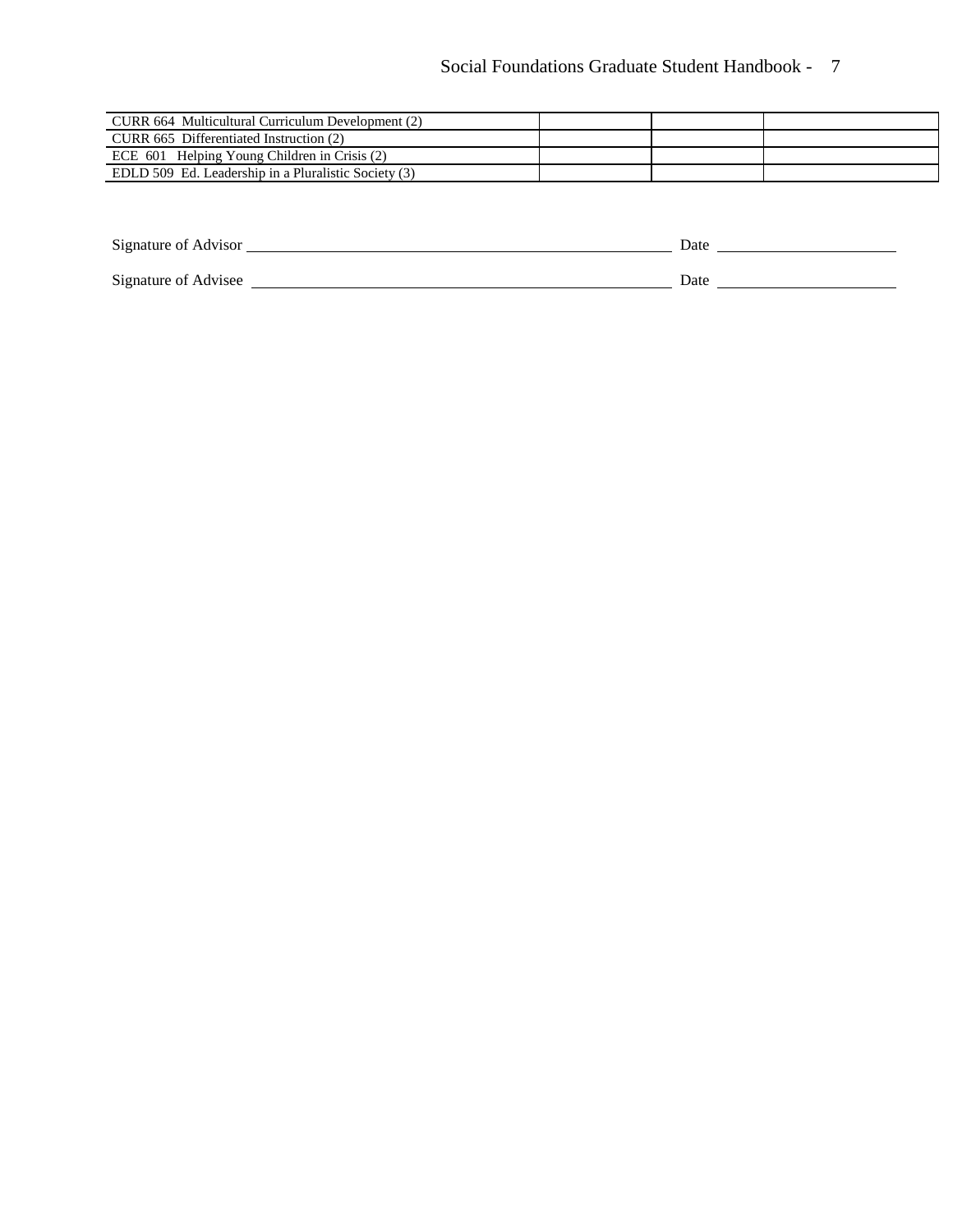| | | | |
|---|---|---|---|
| CURR 664 Multicultural Curriculum Development (2) | | | |
| CURR 665 Differentiated Instruction (2) | | | |
| ECE 601 Helping Young Children in Crisis (2) | | | |
| EDLD 509 Ed. Leadership in a Pluralistic Society (3) | | | |

Signature of Advisor ______________________________ Date ______________

Signature of Advisee ______________________________ Date ______________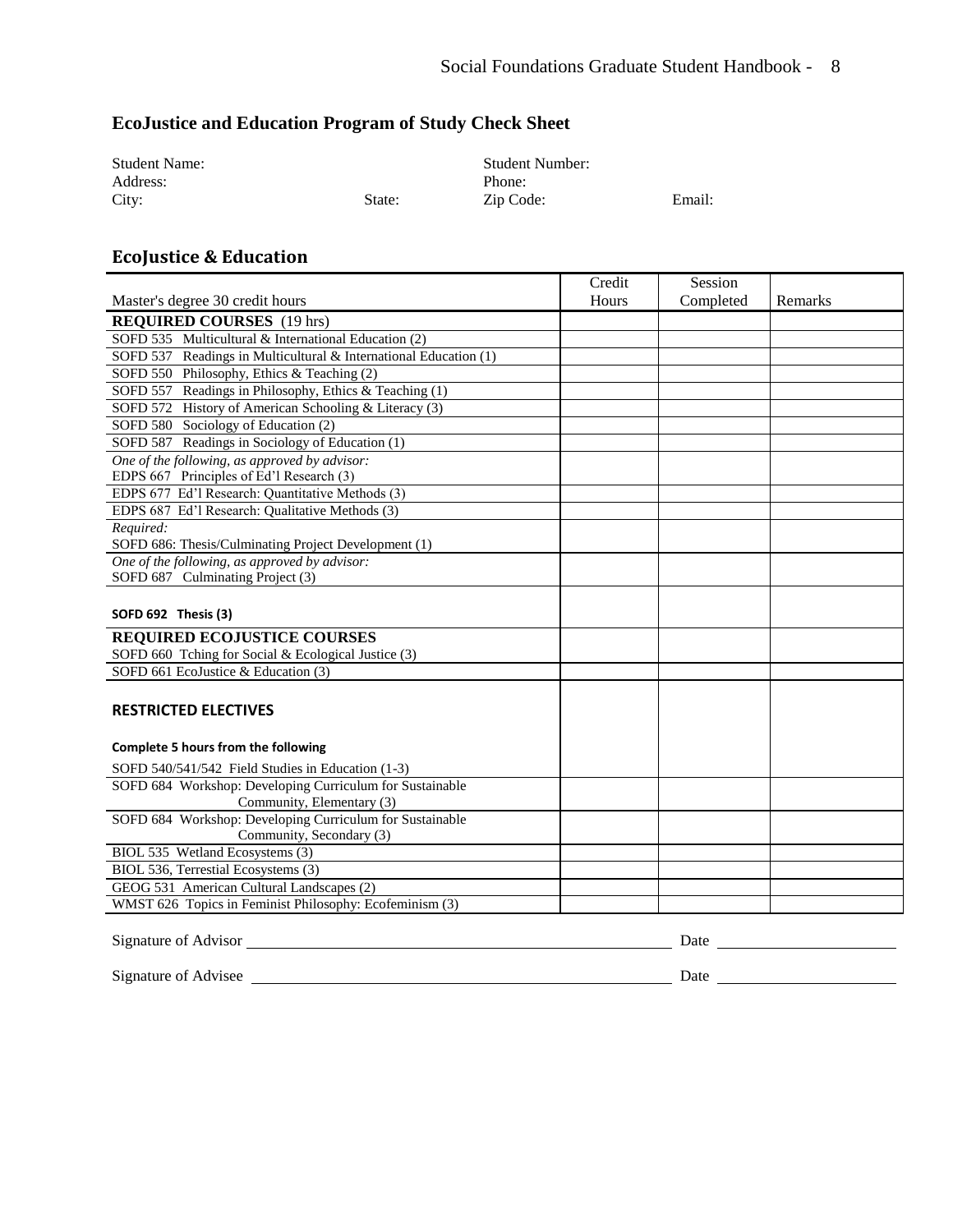## EcoJustice and Education Program of Study Check Sheet

Student Name: Student Number:
Address: Phone:
City: State: Zip Code: Email:

### EcoJustice & Education

| Master's degree 30 credit hours | Credit Hours | Session Completed | Remarks |
|---|---|---|---|
| **REQUIRED COURSES** (19 hrs) | | | |
| SOFD 535 Multicultural & International Education (2) | | | |
| SOFD 537 Readings in Multicultural & International Education (1) | | | |
| SOFD 550 Philosophy, Ethics & Teaching (2) | | | |
| SOFD 557 Readings in Philosophy, Ethics & Teaching (1) | | | |
| SOFD 572 History of American Schooling & Literacy (3) | | | |
| SOFD 580 Sociology of Education (2) | | | |
| SOFD 587 Readings in Sociology of Education (1) | | | |
| *One of the following, as approved by advisor:* EDPS 667 Principles of Ed'l Research (3) | | | |
| EDPS 677 Ed'l Research: Quantitative Methods (3) | | | |
| EDPS 687 Ed'l Research: Qualitative Methods (3) | | | |
| *Required:* SOFD 686: Thesis/Culminating Project Development (1) | | | |
| *One of the following, as approved by advisor:* SOFD 687 Culminating Project (3) | | | |
| **SOFD 692 Thesis (3)** | | | |
| **REQUIRED ECOJUSTICE COURSES** SOFD 660 Tching for Social & Ecological Justice (3) | | | |
| SOFD 661 EcoJustice & Education (3) | | | |
| **RESTRICTED ELECTIVES** **Complete 5 hours from the following** SOFD 540/541/542 Field Studies in Education (1-3) | | | |
| SOFD 684 Workshop: Developing Curriculum for Sustainable Community, Elementary (3) | | | |
| SOFD 684 Workshop: Developing Curriculum for Sustainable Community, Secondary (3) | | | |
| BIOL 535 Wetland Ecosystems (3) | | | |
| BIOL 536, Terrestial Ecosystems (3) | | | |
| GEOG 531 American Cultural Landscapes (2) | | | |
| WMST 626 Topics in Feminist Philosophy: Ecofeminism (3) | | | |

Signature of Advisor ______________________ Date ____________

Signature of Advisee ______________________ Date ____________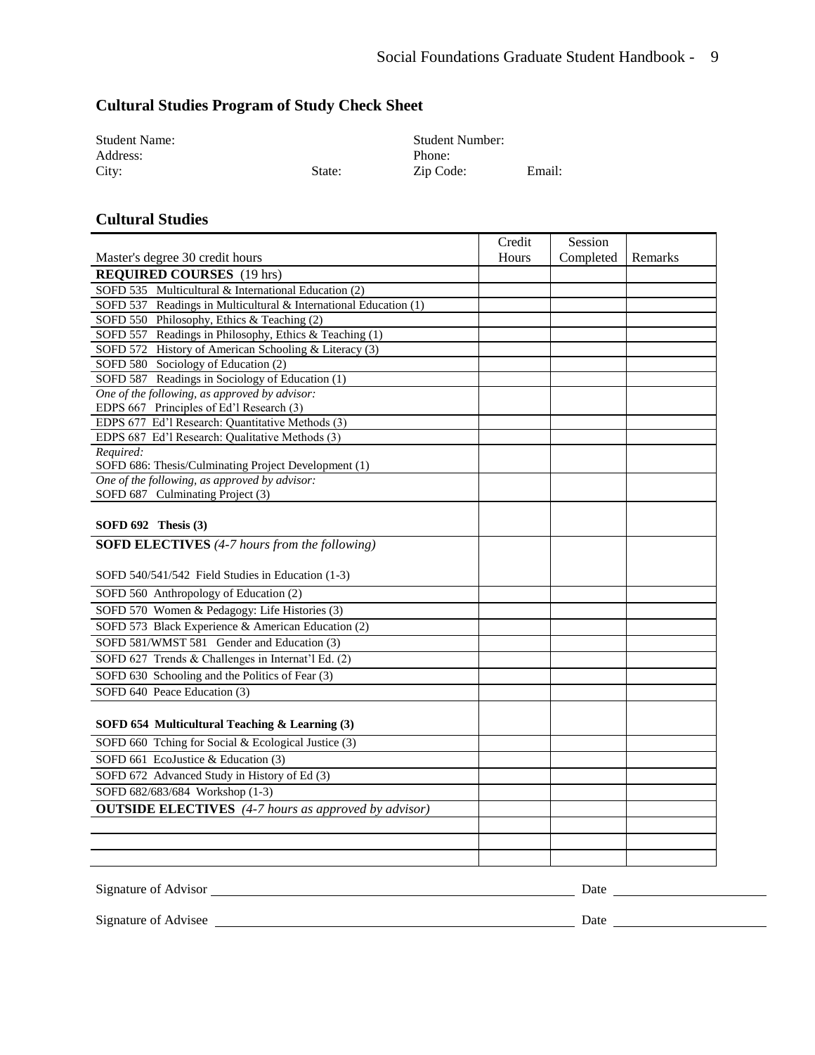## Cultural Studies Program of Study Check Sheet

Student Name: | Student Number:
Address: | Phone:
City: | State: | Zip Code: | Email:

## Cultural Studies

| Master's degree 30 credit hours | Credit Hours | Session Completed | Remarks |
|---|---|---|---|
| **REQUIRED COURSES** (19 hrs) | | | |
| SOFD 535 Multicultural & International Education (2) | | | |
| SOFD 537 Readings in Multicultural & International Education (1) | | | |
| SOFD 550 Philosophy, Ethics & Teaching (2) | | | |
| SOFD 557 Readings in Philosophy, Ethics & Teaching (1) | | | |
| SOFD 572 History of American Schooling & Literacy (3) | | | |
| SOFD 580 Sociology of Education (2) | | | |
| SOFD 587 Readings in Sociology of Education (1) | | | |
| *One of the following, as approved by advisor:* EDPS 667 Principles of Ed'l Research (3) | | | |
| EDPS 677 Ed'l Research: Quantitative Methods (3) | | | |
| EDPS 687 Ed'l Research: Qualitative Methods (3) | | | |
| *Required:* SOFD 686: Thesis/Culminating Project Development (1) | | | |
| *One of the following, as approved by advisor:* SOFD 687 Culminating Project (3) | | | |
| **SOFD 692 Thesis (3)** | | | |
| **SOFD ELECTIVES** *(4-7 hours from the following)* SOFD 540/541/542 Field Studies in Education (1-3) | | | |
| SOFD 560 Anthropology of Education (2) | | | |
| SOFD 570 Women & Pedagogy: Life Histories (3) | | | |
| SOFD 573 Black Experience & American Education (2) | | | |
| SOFD 581/WMST 581 Gender and Education (3) | | | |
| SOFD 627 Trends & Challenges in Internat'l Ed. (2) | | | |
| SOFD 630 Schooling and the Politics of Fear (3) | | | |
| SOFD 640 Peace Education (3) | | | |
| **SOFD 654 Multicultural Teaching & Learning (3)** | | | |
| SOFD 660 Tching for Social & Ecological Justice (3) | | | |
| SOFD 661 EcoJustice & Education (3) | | | |
| SOFD 672 Advanced Study in History of Ed (3) | | | |
| SOFD 682/683/684 Workshop (1-3) | | | |
| **OUTSIDE ELECTIVES** *(4-7 hours as approved by advisor)* | | | |
| | | | |
| | | | |
| | | | |

Signature of Advisor \_\_\_\_\_\_\_\_\_\_\_\_\_\_\_\_\_\_\_\_\_\_\_\_\_\_\_\_\_\_ Date \_\_\_\_\_\_\_\_\_\_\_\_\_\_\_

Signature of Advisee \_\_\_\_\_\_\_\_\_\_\_\_\_\_\_\_\_\_\_\_\_\_\_\_\_\_\_\_\_\_ Date \_\_\_\_\_\_\_\_\_\_\_\_\_\_\_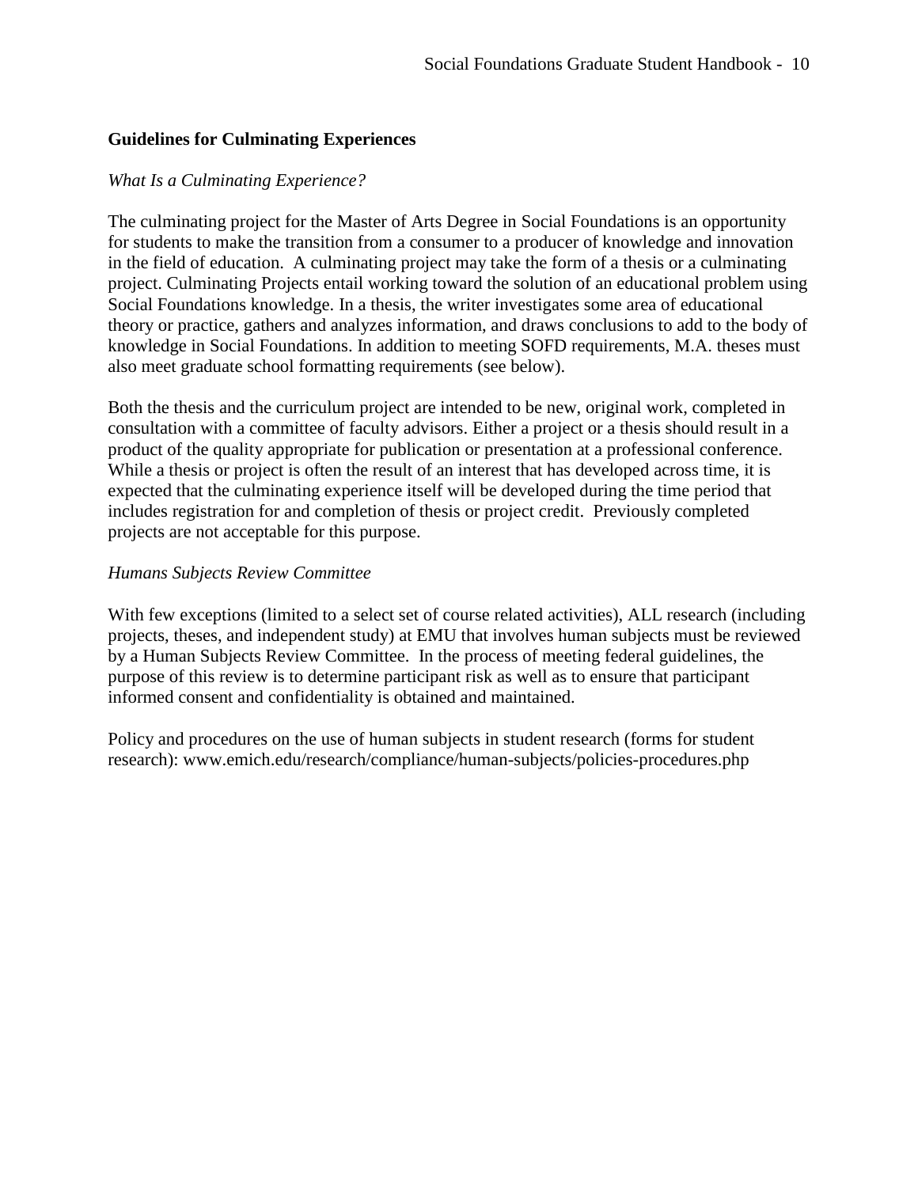## Guidelines for Culminating Experiences

*What Is a Culminating Experience?*

The culminating project for the Master of Arts Degree in Social Foundations is an opportunity for students to make the transition from a consumer to a producer of knowledge and innovation in the field of education. A culminating project may take the form of a thesis or a culminating project. Culminating Projects entail working toward the solution of an educational problem using Social Foundations knowledge. In a thesis, the writer investigates some area of educational theory or practice, gathers and analyzes information, and draws conclusions to add to the body of knowledge in Social Foundations. In addition to meeting SOFD requirements, M.A. theses must also meet graduate school formatting requirements (see below).

Both the thesis and the curriculum project are intended to be new, original work, completed in consultation with a committee of faculty advisors. Either a project or a thesis should result in a product of the quality appropriate for publication or presentation at a professional conference. While a thesis or project is often the result of an interest that has developed across time, it is expected that the culminating experience itself will be developed during the time period that includes registration for and completion of thesis or project credit. Previously completed projects are not acceptable for this purpose.

*Humans Subjects Review Committee*

With few exceptions (limited to a select set of course related activities), ALL research (including projects, theses, and independent study) at EMU that involves human subjects must be reviewed by a Human Subjects Review Committee. In the process of meeting federal guidelines, the purpose of this review is to determine participant risk as well as to ensure that participant informed consent and confidentiality is obtained and maintained.

Policy and procedures on the use of human subjects in student research (forms for student research): www.emich.edu/research/compliance/human-subjects/policies-procedures.php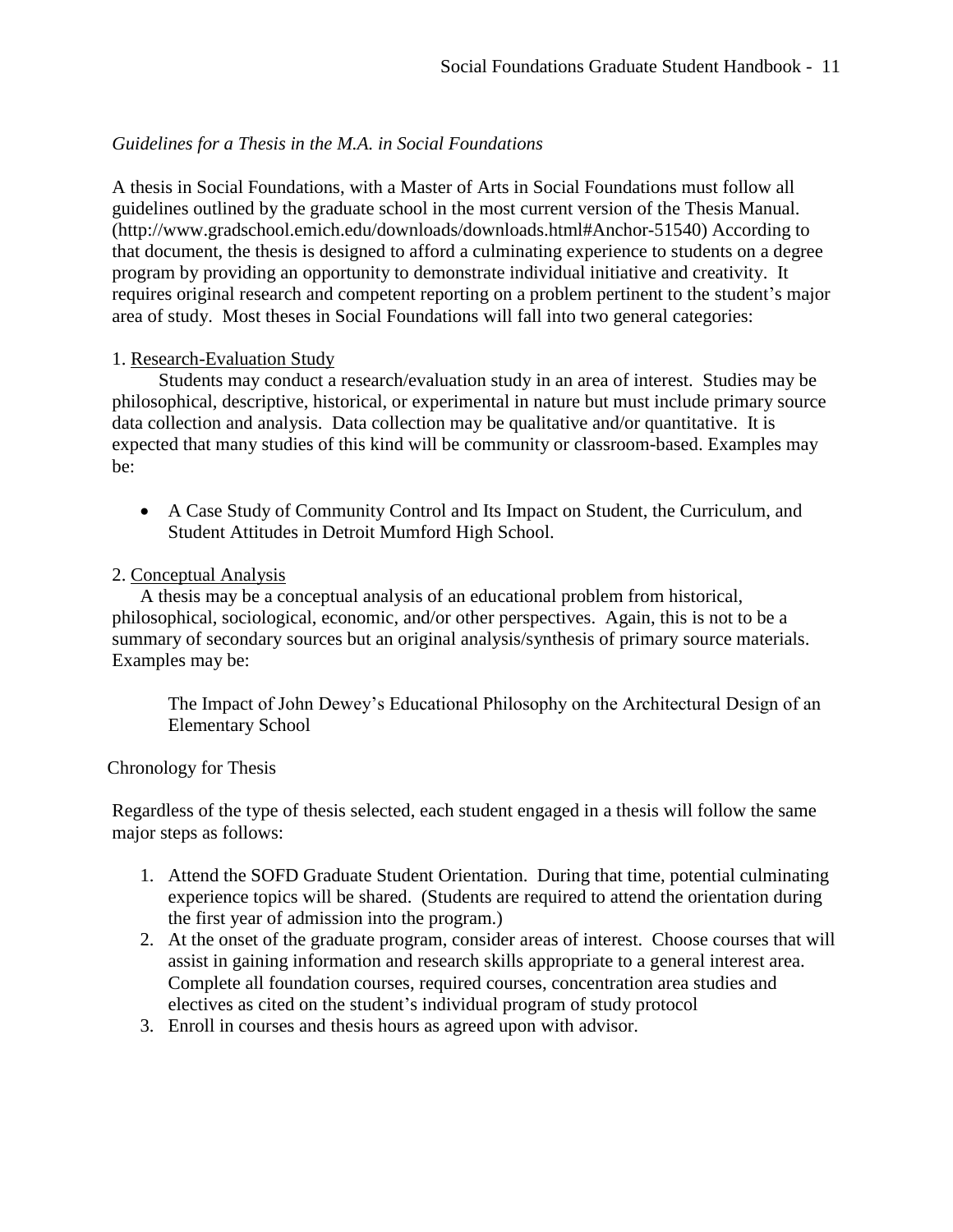*Guidelines for a Thesis in the M.A. in Social Foundations*

A thesis in Social Foundations, with a Master of Arts in Social Foundations must follow all guidelines outlined by the graduate school in the most current version of the Thesis Manual. (http://www.gradschool.emich.edu/downloads/downloads.html#Anchor-51540) According to that document, the thesis is designed to afford a culminating experience to students on a degree program by providing an opportunity to demonstrate individual initiative and creativity. It requires original research and competent reporting on a problem pertinent to the student's major area of study. Most theses in Social Foundations will fall into two general categories:

1. Research-Evaluation Study

Students may conduct a research/evaluation study in an area of interest. Studies may be philosophical, descriptive, historical, or experimental in nature but must include primary source data collection and analysis. Data collection may be qualitative and/or quantitative. It is expected that many studies of this kind will be community or classroom-based. Examples may be:

- A Case Study of Community Control and Its Impact on Student, the Curriculum, and Student Attitudes in Detroit Mumford High School.

2. Conceptual Analysis

A thesis may be a conceptual analysis of an educational problem from historical, philosophical, sociological, economic, and/or other perspectives. Again, this is not to be a summary of secondary sources but an original analysis/synthesis of primary source materials. Examples may be:

The Impact of John Dewey's Educational Philosophy on the Architectural Design of an Elementary School

Chronology for Thesis

Regardless of the type of thesis selected, each student engaged in a thesis will follow the same major steps as follows:

1. Attend the SOFD Graduate Student Orientation. During that time, potential culminating experience topics will be shared. (Students are required to attend the orientation during the first year of admission into the program.)
2. At the onset of the graduate program, consider areas of interest. Choose courses that will assist in gaining information and research skills appropriate to a general interest area. Complete all foundation courses, required courses, concentration area studies and electives as cited on the student's individual program of study protocol
3. Enroll in courses and thesis hours as agreed upon with advisor.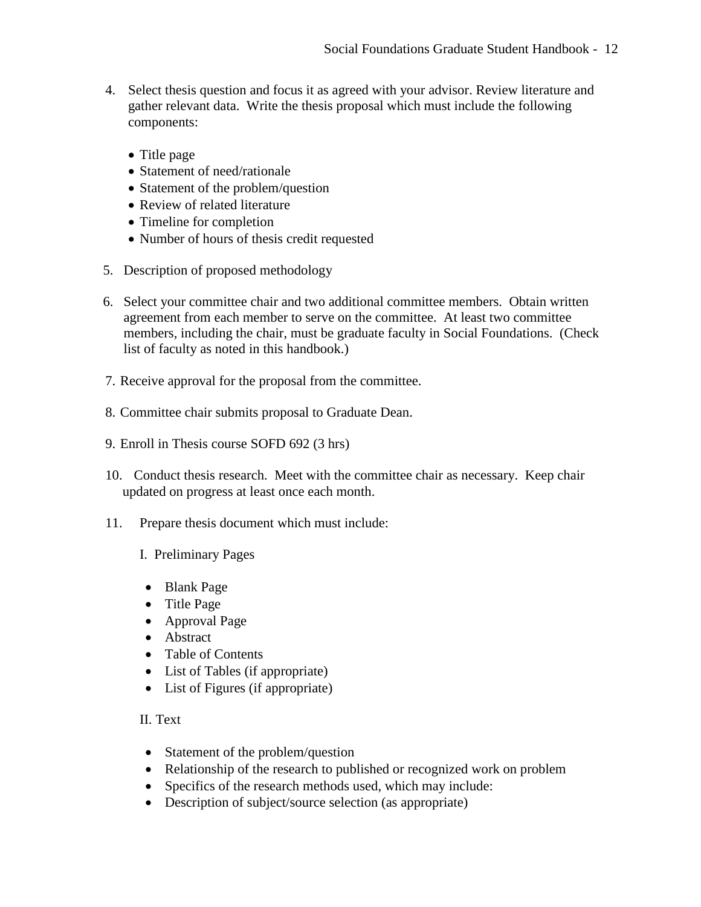4. Select thesis question and focus it as agreed with your advisor. Review literature and gather relevant data. Write the thesis proposal which must include the following components:

   - Title page
   - Statement of need/rationale
   - Statement of the problem/question
   - Review of related literature
   - Timeline for completion
   - Number of hours of thesis credit requested

5. Description of proposed methodology

6. Select your committee chair and two additional committee members. Obtain written agreement from each member to serve on the committee. At least two committee members, including the chair, must be graduate faculty in Social Foundations. (Check list of faculty as noted in this handbook.)

7. Receive approval for the proposal from the committee.

8. Committee chair submits proposal to Graduate Dean.

9. Enroll in Thesis course SOFD 692 (3 hrs)

10. Conduct thesis research. Meet with the committee chair as necessary. Keep chair updated on progress at least once each month.

11. Prepare thesis document which must include:

    I. Preliminary Pages

    - Blank Page
    - Title Page
    - Approval Page
    - Abstract
    - Table of Contents
    - List of Tables (if appropriate)
    - List of Figures (if appropriate)

    II. Text

    - Statement of the problem/question
    - Relationship of the research to published or recognized work on problem
    - Specifics of the research methods used, which may include:
    - Description of subject/source selection (as appropriate)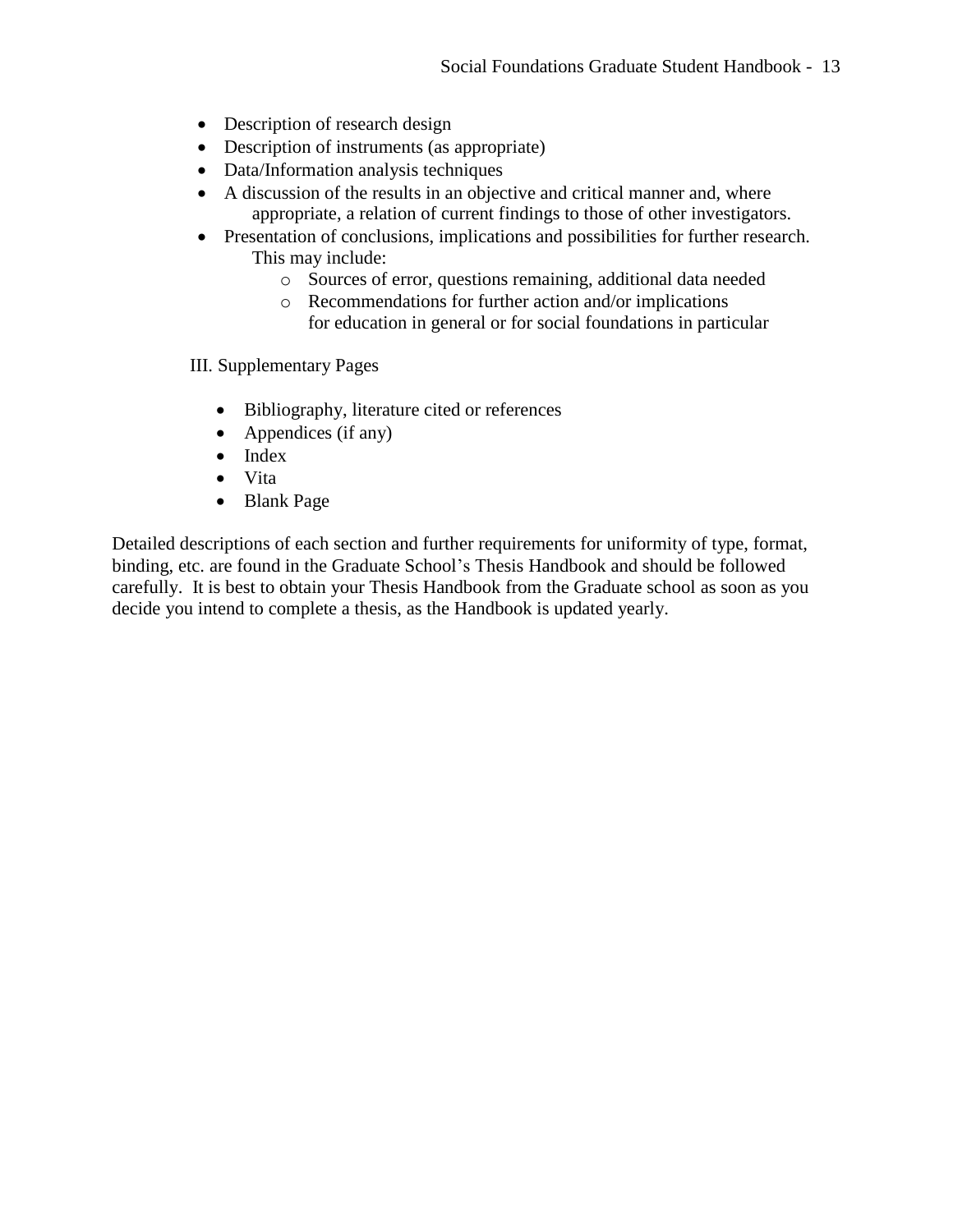- Description of research design
- Description of instruments (as appropriate)
- Data/Information analysis techniques
- A discussion of the results in an objective and critical manner and, where appropriate, a relation of current findings to those of other investigators.
- Presentation of conclusions, implications and possibilities for further research. This may include:
    - Sources of error, questions remaining, additional data needed
    - Recommendations for further action and/or implications for education in general or for social foundations in particular

III. Supplementary Pages

- Bibliography, literature cited or references
- Appendices (if any)
- Index
- Vita
- Blank Page

Detailed descriptions of each section and further requirements for uniformity of type, format, binding, etc. are found in the Graduate School's Thesis Handbook and should be followed carefully. It is best to obtain your Thesis Handbook from the Graduate school as soon as you decide you intend to complete a thesis, as the Handbook is updated yearly.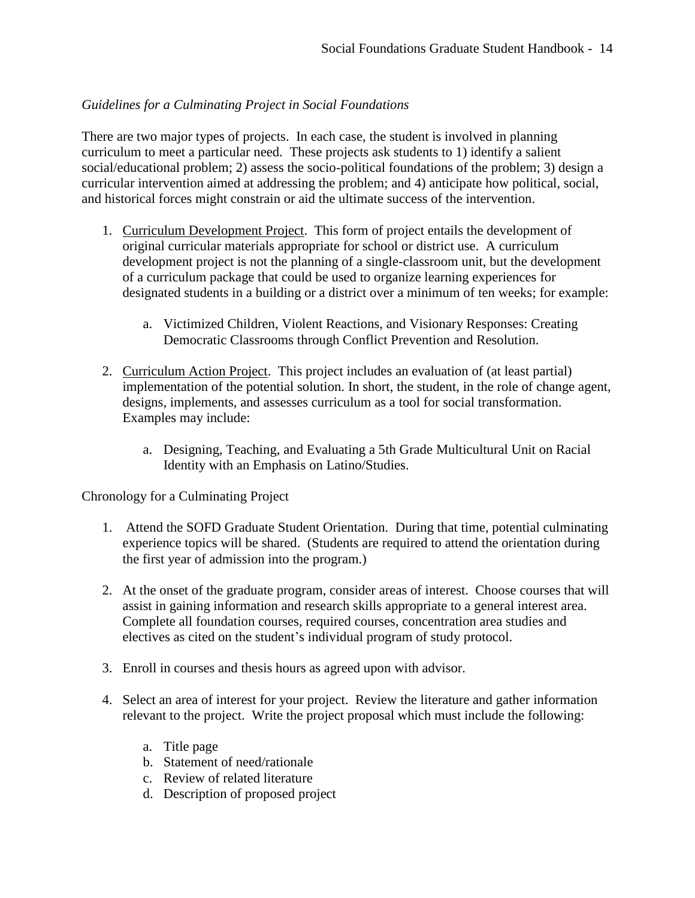*Guidelines for a Culminating Project in Social Foundations*

There are two major types of projects. In each case, the student is involved in planning curriculum to meet a particular need. These projects ask students to 1) identify a salient social/educational problem; 2) assess the socio-political foundations of the problem; 3) design a curricular intervention aimed at addressing the problem; and 4) anticipate how political, social, and historical forces might constrain or aid the ultimate success of the intervention.

1. Curriculum Development Project. This form of project entails the development of original curricular materials appropriate for school or district use. A curriculum development project is not the planning of a single-classroom unit, but the development of a curriculum package that could be used to organize learning experiences for designated students in a building or a district over a minimum of ten weeks; for example:

    a. Victimized Children, Violent Reactions, and Visionary Responses: Creating Democratic Classrooms through Conflict Prevention and Resolution.

2. Curriculum Action Project. This project includes an evaluation of (at least partial) implementation of the potential solution. In short, the student, in the role of change agent, designs, implements, and assesses curriculum as a tool for social transformation. Examples may include:

    a. Designing, Teaching, and Evaluating a 5th Grade Multicultural Unit on Racial Identity with an Emphasis on Latino/Studies.

Chronology for a Culminating Project

1. Attend the SOFD Graduate Student Orientation. During that time, potential culminating experience topics will be shared. (Students are required to attend the orientation during the first year of admission into the program.)

2. At the onset of the graduate program, consider areas of interest. Choose courses that will assist in gaining information and research skills appropriate to a general interest area. Complete all foundation courses, required courses, concentration area studies and electives as cited on the student's individual program of study protocol.

3. Enroll in courses and thesis hours as agreed upon with advisor.

4. Select an area of interest for your project. Review the literature and gather information relevant to the project. Write the project proposal which must include the following:

    a. Title page
    b. Statement of need/rationale
    c. Review of related literature
    d. Description of proposed project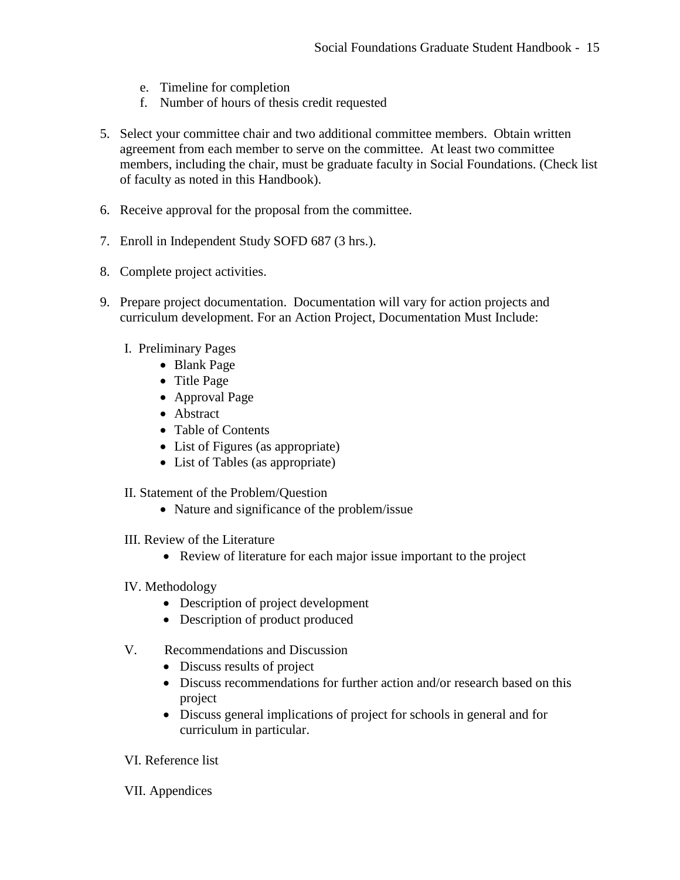e. Timeline for completion
f. Number of hours of thesis credit requested

5. Select your committee chair and two additional committee members. Obtain written agreement from each member to serve on the committee. At least two committee members, including the chair, must be graduate faculty in Social Foundations. (Check list of faculty as noted in this Handbook).

6. Receive approval for the proposal from the committee.

7. Enroll in Independent Study SOFD 687 (3 hrs.).

8. Complete project activities.

9. Prepare project documentation. Documentation will vary for action projects and curriculum development. For an Action Project, Documentation Must Include:

   I. Preliminary Pages
   - Blank Page
   - Title Page
   - Approval Page
   - Abstract
   - Table of Contents
   - List of Figures (as appropriate)
   - List of Tables (as appropriate)

   II. Statement of the Problem/Question
   - Nature and significance of the problem/issue

   III. Review of the Literature
   - Review of literature for each major issue important to the project

   IV. Methodology
   - Description of project development
   - Description of product produced

   V. Recommendations and Discussion
   - Discuss results of project
   - Discuss recommendations for further action and/or research based on this project
   - Discuss general implications of project for schools in general and for curriculum in particular.

   VI. Reference list

   VII. Appendices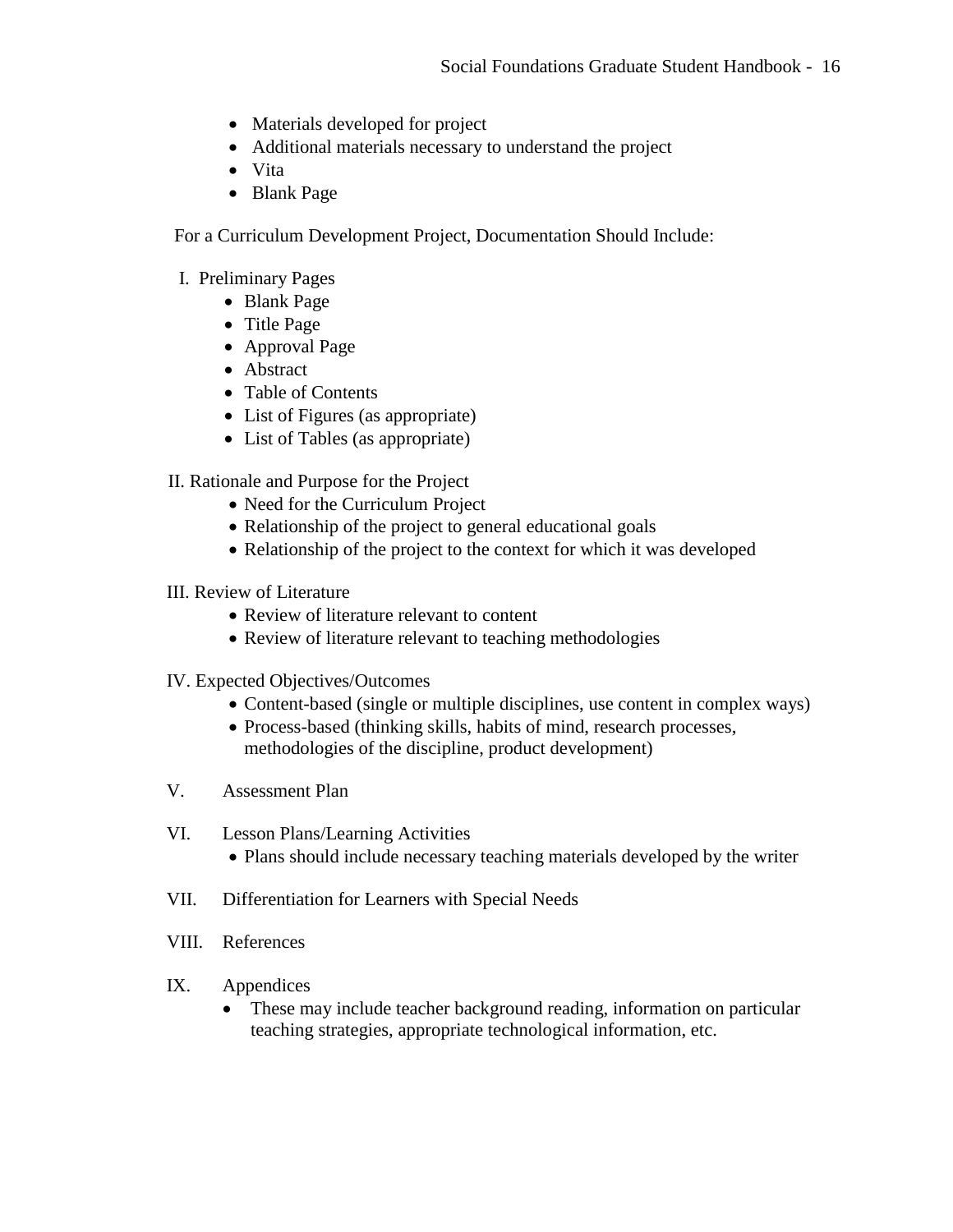- Materials developed for project
- Additional materials necessary to understand the project
- Vita
- Blank Page

For a Curriculum Development Project, Documentation Should Include:

I. Preliminary Pages
   - Blank Page
   - Title Page
   - Approval Page
   - Abstract
   - Table of Contents
   - List of Figures (as appropriate)
   - List of Tables (as appropriate)

II. Rationale and Purpose for the Project
   - Need for the Curriculum Project
   - Relationship of the project to general educational goals
   - Relationship of the project to the context for which it was developed

III. Review of Literature
   - Review of literature relevant to content
   - Review of literature relevant to teaching methodologies

IV. Expected Objectives/Outcomes
   - Content-based (single or multiple disciplines, use content in complex ways)
   - Process-based (thinking skills, habits of mind, research processes, methodologies of the discipline, product development)

V. Assessment Plan

VI. Lesson Plans/Learning Activities
   - Plans should include necessary teaching materials developed by the writer

VII. Differentiation for Learners with Special Needs

VIII. References

IX. Appendices
   - These may include teacher background reading, information on particular teaching strategies, appropriate technological information, etc.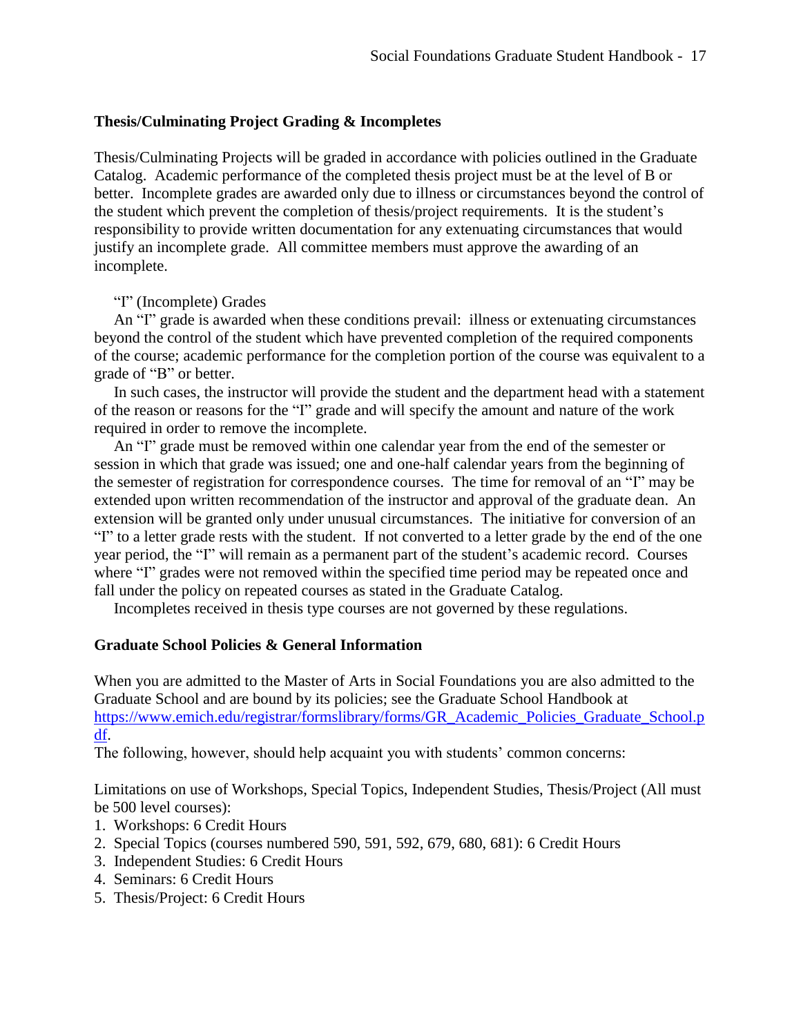### Thesis/Culminating Project Grading & Incompletes

Thesis/Culminating Projects will be graded in accordance with policies outlined in the Graduate Catalog. Academic performance of the completed thesis project must be at the level of B or better. Incomplete grades are awarded only due to illness or circumstances beyond the control of the student which prevent the completion of thesis/project requirements. It is the student's responsibility to provide written documentation for any extenuating circumstances that would justify an incomplete grade. All committee members must approve the awarding of an incomplete.

"I" (Incomplete) Grades

An "I" grade is awarded when these conditions prevail: illness or extenuating circumstances beyond the control of the student which have prevented completion of the required components of the course; academic performance for the completion portion of the course was equivalent to a grade of "B" or better.

In such cases, the instructor will provide the student and the department head with a statement of the reason or reasons for the "I" grade and will specify the amount and nature of the work required in order to remove the incomplete.

An "I" grade must be removed within one calendar year from the end of the semester or session in which that grade was issued; one and one-half calendar years from the beginning of the semester of registration for correspondence courses. The time for removal of an "I" may be extended upon written recommendation of the instructor and approval of the graduate dean. An extension will be granted only under unusual circumstances. The initiative for conversion of an "I" to a letter grade rests with the student. If not converted to a letter grade by the end of the one year period, the "I" will remain as a permanent part of the student's academic record. Courses where "I" grades were not removed within the specified time period may be repeated once and fall under the policy on repeated courses as stated in the Graduate Catalog.

Incompletes received in thesis type courses are not governed by these regulations.

### Graduate School Policies & General Information

When you are admitted to the Master of Arts in Social Foundations you are also admitted to the Graduate School and are bound by its policies; see the Graduate School Handbook at https://www.emich.edu/registrar/formslibrary/forms/GR_Academic_Policies_Graduate_School.pdf.

The following, however, should help acquaint you with students' common concerns:

Limitations on use of Workshops, Special Topics, Independent Studies, Thesis/Project (All must be 500 level courses):

1. Workshops: 6 Credit Hours
2. Special Topics (courses numbered 590, 591, 592, 679, 680, 681): 6 Credit Hours
3. Independent Studies: 6 Credit Hours
4. Seminars: 6 Credit Hours
5. Thesis/Project: 6 Credit Hours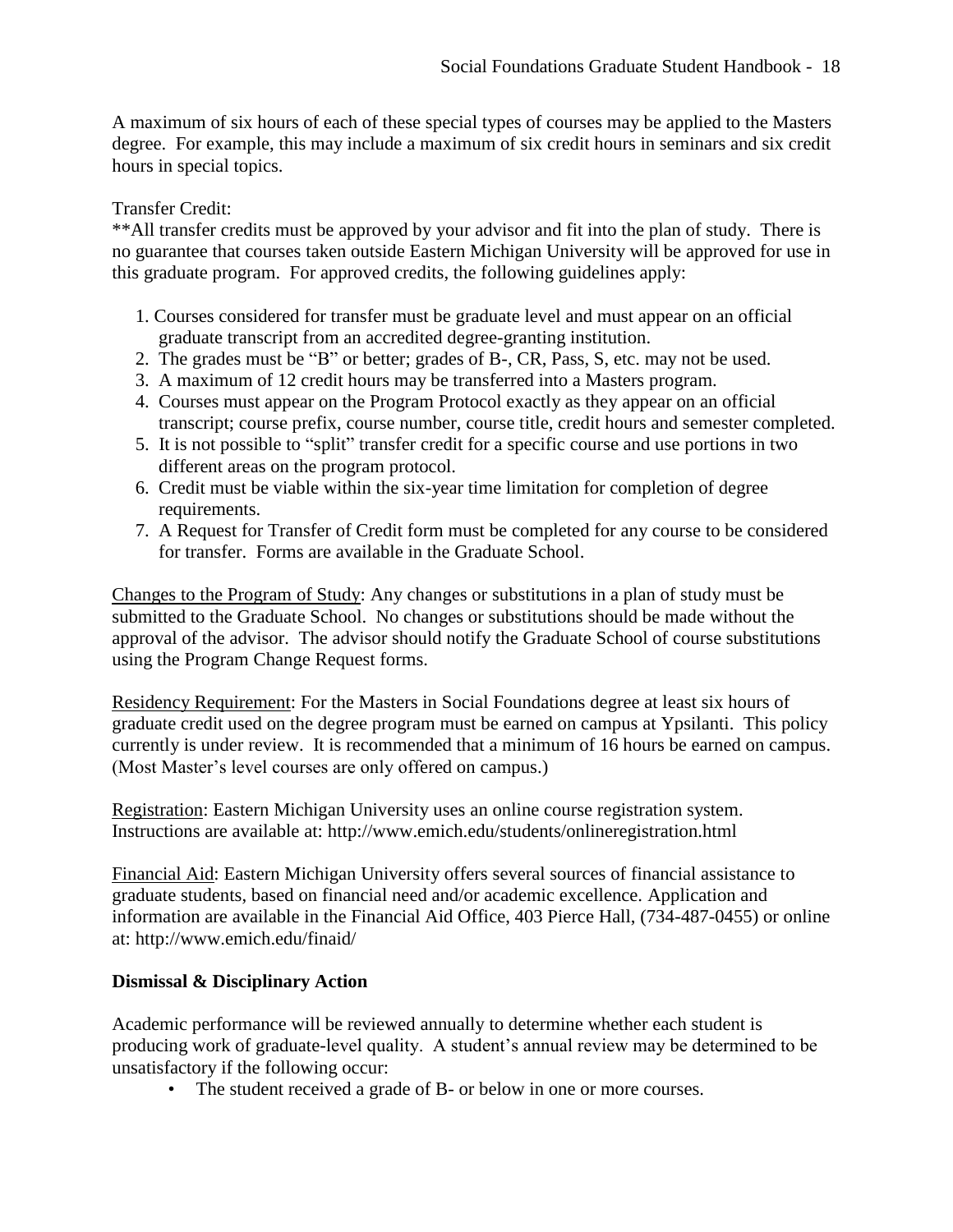A maximum of six hours of each of these special types of courses may be applied to the Masters degree. For example, this may include a maximum of six credit hours in seminars and six credit hours in special topics.

Transfer Credit:

**All transfer credits must be approved by your advisor and fit into the plan of study. There is no guarantee that courses taken outside Eastern Michigan University will be approved for use in this graduate program. For approved credits, the following guidelines apply:

1. Courses considered for transfer must be graduate level and must appear on an official graduate transcript from an accredited degree-granting institution.
2. The grades must be "B" or better; grades of B-, CR, Pass, S, etc. may not be used.
3. A maximum of 12 credit hours may be transferred into a Masters program.
4. Courses must appear on the Program Protocol exactly as they appear on an official transcript; course prefix, course number, course title, credit hours and semester completed.
5. It is not possible to "split" transfer credit for a specific course and use portions in two different areas on the program protocol.
6. Credit must be viable within the six-year time limitation for completion of degree requirements.
7. A Request for Transfer of Credit form must be completed for any course to be considered for transfer. Forms are available in the Graduate School.

<u>Changes to the Program of Study</u>: Any changes or substitutions in a plan of study must be submitted to the Graduate School. No changes or substitutions should be made without the approval of the advisor. The advisor should notify the Graduate School of course substitutions using the Program Change Request forms.

<u>Residency Requirement</u>: For the Masters in Social Foundations degree at least six hours of graduate credit used on the degree program must be earned on campus at Ypsilanti. This policy currently is under review. It is recommended that a minimum of 16 hours be earned on campus. (Most Master's level courses are only offered on campus.)

<u>Registration</u>: Eastern Michigan University uses an online course registration system. Instructions are available at: http://www.emich.edu/students/onlineregistration.html

<u>Financial Aid</u>: Eastern Michigan University offers several sources of financial assistance to graduate students, based on financial need and/or academic excellence. Application and information are available in the Financial Aid Office, 403 Pierce Hall, (734-487-0455) or online at: http://www.emich.edu/finaid/

**Dismissal & Disciplinary Action**

Academic performance will be reviewed annually to determine whether each student is producing work of graduate-level quality. A student's annual review may be determined to be unsatisfactory if the following occur:

- The student received a grade of B- or below in one or more courses.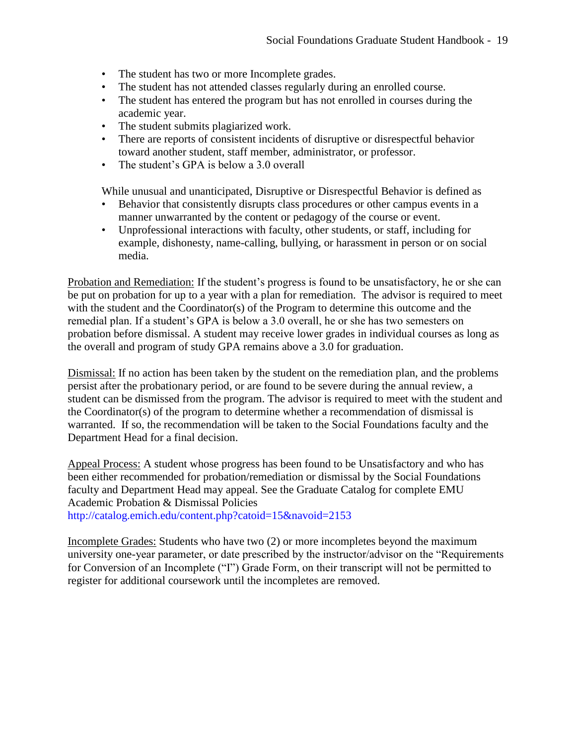- The student has two or more Incomplete grades.
- The student has not attended classes regularly during an enrolled course.
- The student has entered the program but has not enrolled in courses during the academic year.
- The student submits plagiarized work.
- There are reports of consistent incidents of disruptive or disrespectful behavior toward another student, staff member, administrator, or professor.
- The student's GPA is below a 3.0 overall

While unusual and unanticipated, Disruptive or Disrespectful Behavior is defined as

- Behavior that consistently disrupts class procedures or other campus events in a manner unwarranted by the content or pedagogy of the course or event.
- Unprofessional interactions with faculty, other students, or staff, including for example, dishonesty, name-calling, bullying, or harassment in person or on social media.

<u>Probation and Remediation:</u> If the student's progress is found to be unsatisfactory, he or she can be put on probation for up to a year with a plan for remediation. The advisor is required to meet with the student and the Coordinator(s) of the Program to determine this outcome and the remedial plan. If a student's GPA is below a 3.0 overall, he or she has two semesters on probation before dismissal. A student may receive lower grades in individual courses as long as the overall and program of study GPA remains above a 3.0 for graduation.

<u>Dismissal:</u> If no action has been taken by the student on the remediation plan, and the problems persist after the probationary period, or are found to be severe during the annual review, a student can be dismissed from the program. The advisor is required to meet with the student and the Coordinator(s) of the program to determine whether a recommendation of dismissal is warranted. If so, the recommendation will be taken to the Social Foundations faculty and the Department Head for a final decision.

<u>Appeal Process:</u> A student whose progress has been found to be Unsatisfactory and who has been either recommended for probation/remediation or dismissal by the Social Foundations faculty and Department Head may appeal. See the Graduate Catalog for complete EMU Academic Probation & Dismissal Policies
http://catalog.emich.edu/content.php?catoid=15&navoid=2153

<u>Incomplete Grades:</u> Students who have two (2) or more incompletes beyond the maximum university one-year parameter, or date prescribed by the instructor/advisor on the "Requirements for Conversion of an Incomplete ("I") Grade Form, on their transcript will not be permitted to register for additional coursework until the incompletes are removed.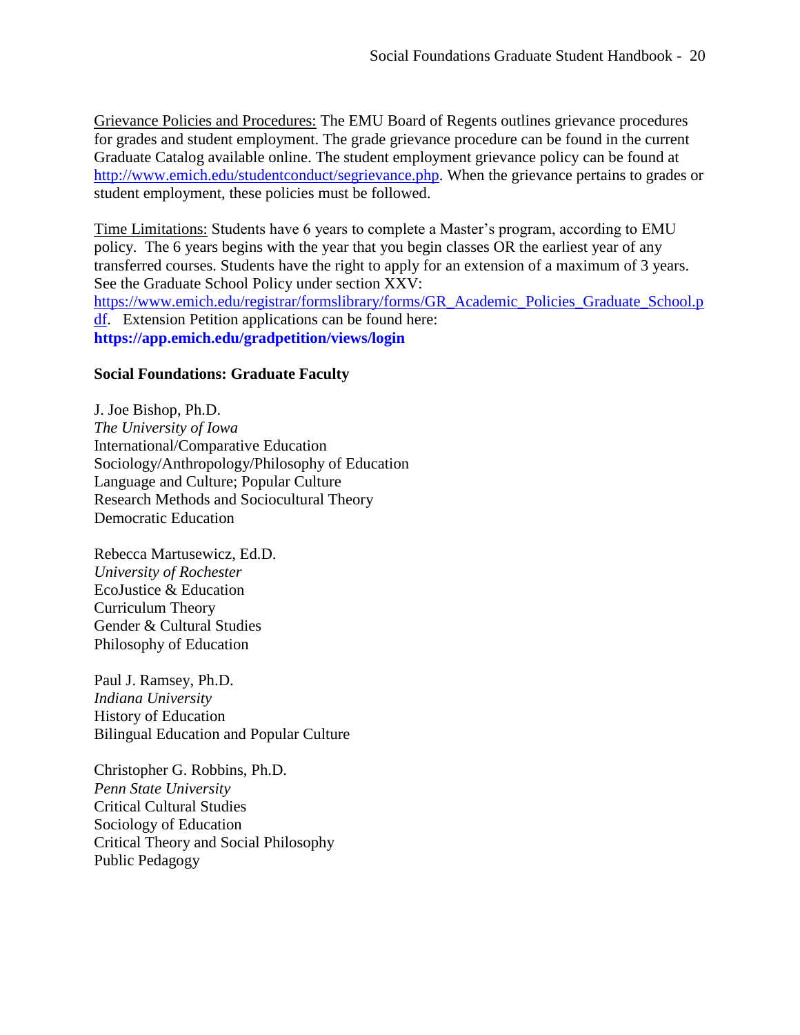Grievance Policies and Procedures: The EMU Board of Regents outlines grievance procedures for grades and student employment. The grade grievance procedure can be found in the current Graduate Catalog available online. The student employment grievance policy can be found at http://www.emich.edu/studentconduct/segrievance.php. When the grievance pertains to grades or student employment, these policies must be followed.

Time Limitations: Students have 6 years to complete a Master's program, according to EMU policy. The 6 years begins with the year that you begin classes OR the earliest year of any transferred courses. Students have the right to apply for an extension of a maximum of 3 years. See the Graduate School Policy under section XXV: https://www.emich.edu/registrar/formslibrary/forms/GR_Academic_Policies_Graduate_School.pdf. Extension Petition applications can be found here: **https://app.emich.edu/gradpetition/views/login**

**Social Foundations: Graduate Faculty**

J. Joe Bishop, Ph.D.
*The University of Iowa*
International/Comparative Education
Sociology/Anthropology/Philosophy of Education
Language and Culture; Popular Culture
Research Methods and Sociocultural Theory
Democratic Education

Rebecca Martusewicz, Ed.D.
*University of Rochester*
EcoJustice & Education
Curriculum Theory
Gender & Cultural Studies
Philosophy of Education

Paul J. Ramsey, Ph.D.
*Indiana University*
History of Education
Bilingual Education and Popular Culture

Christopher G. Robbins, Ph.D.
*Penn State University*
Critical Cultural Studies
Sociology of Education
Critical Theory and Social Philosophy
Public Pedagogy